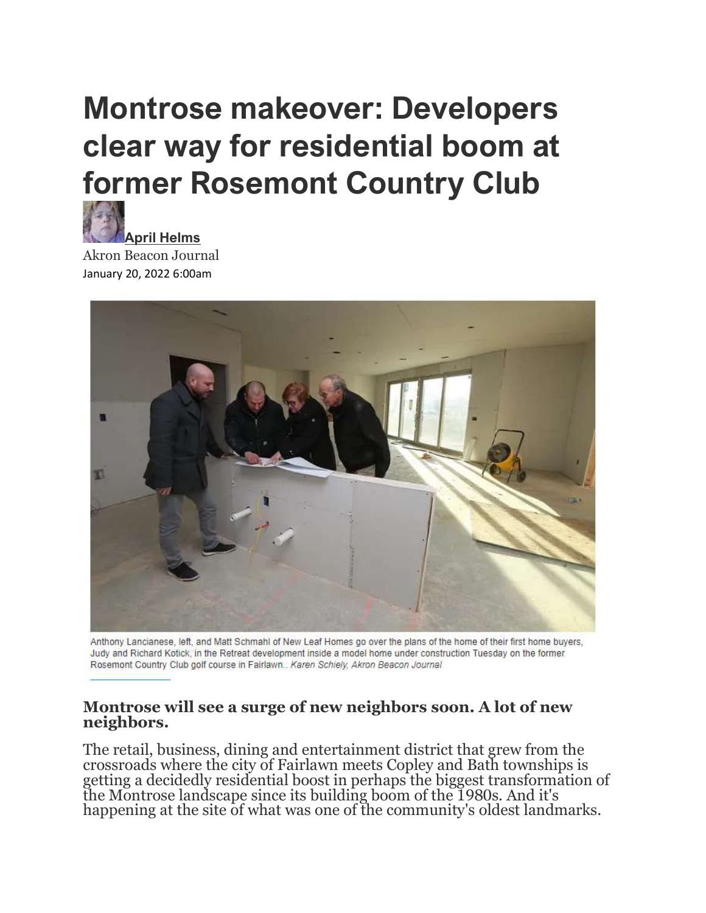# Montrose makeover: Developers clear way for residential boom at former Rosemont Country Club

**April Helms**

Akron Beacon Journal

January 20, 2022 6:00am

Anthony Lancianese, left, and Matt Schmahl of New Leaf Homes go over the plans of the home of their first home buyers, Judy and Richard Kotick, in the Retreat development inside a model home under construction Tuesday on the former Rosemont Country Club golf course in Fairlawn.. *Karen Schiely, Akron Beacon Journal*

**Montrose will see a surge of new neighbors soon. A lot of new neighbors.**

The retail, business, dining and entertainment district that grew from the crossroads where the city of Fairlawn meets Copley and Bath townships is getting a decidedly residential boost in perhaps the biggest transformation of the Montrose landscape since its building boom of the 1980s. And it's happening at the site of what was one of the community's oldest landmarks.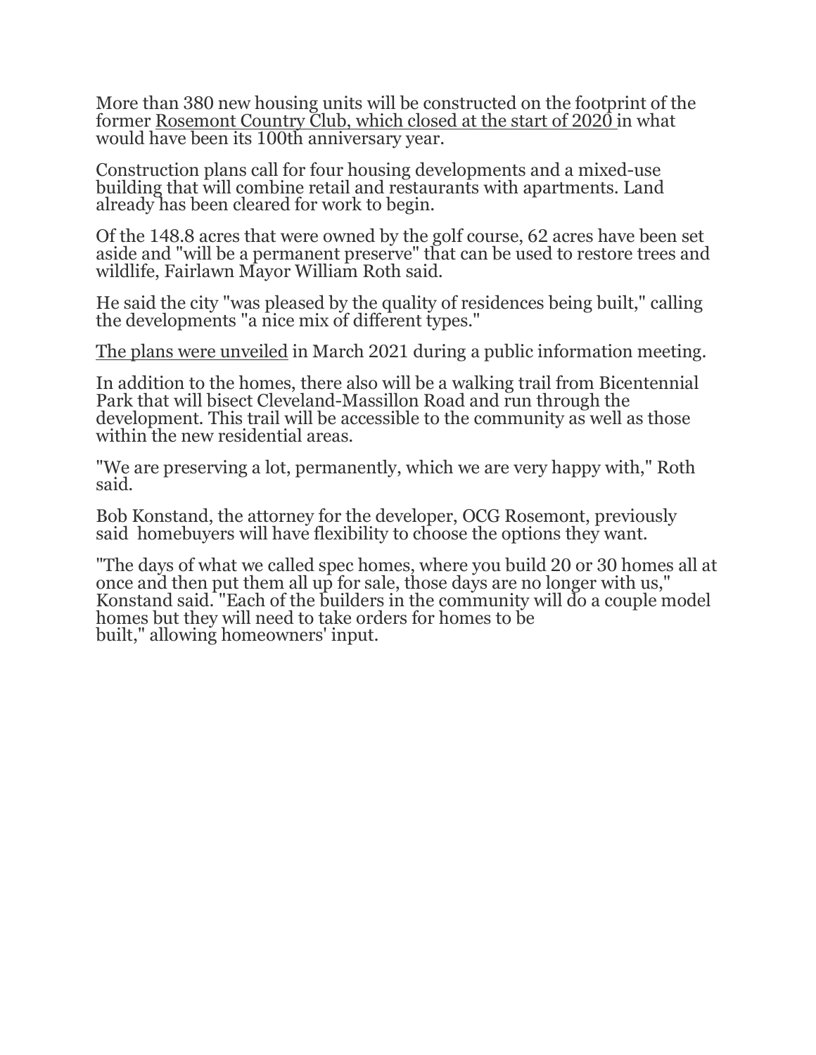More than 380 new housing units will be constructed on the footprint of the former Rosemont Country Club, which closed at the start of 2020 in what would have been its 100th anniversary year.

Construction plans call for four housing developments and a mixed-use building that will combine retail and restaurants with apartments. Land already has been cleared for work to begin.

Of the 148.8 acres that were owned by the golf course, 62 acres have been set aside and "will be a permanent preserve" that can be used to restore trees and wildlife, Fairlawn Mayor William Roth said.

He said the city "was pleased by the quality of residences being built," calling the developments "a nice mix of different types."

The plans were unveiled in March 2021 during a public information meeting.

In addition to the homes, there also will be a walking trail from Bicentennial Park that will bisect Cleveland-Massillon Road and run through the development. This trail will be accessible to the community as well as those within the new residential areas.

"We are preserving a lot, permanently, which we are very happy with," Roth said.

Bob Konstand, the attorney for the developer, OCG Rosemont, previously said homebuyers will have flexibility to choose the options they want.

"The days of what we called spec homes, where you build 20 or 30 homes all at once and then put them all up for sale, those days are no longer with us," Konstand said. "Each of the builders in the community will do a couple model homes but they will need to take orders for homes to be built," allowing homeowners' input.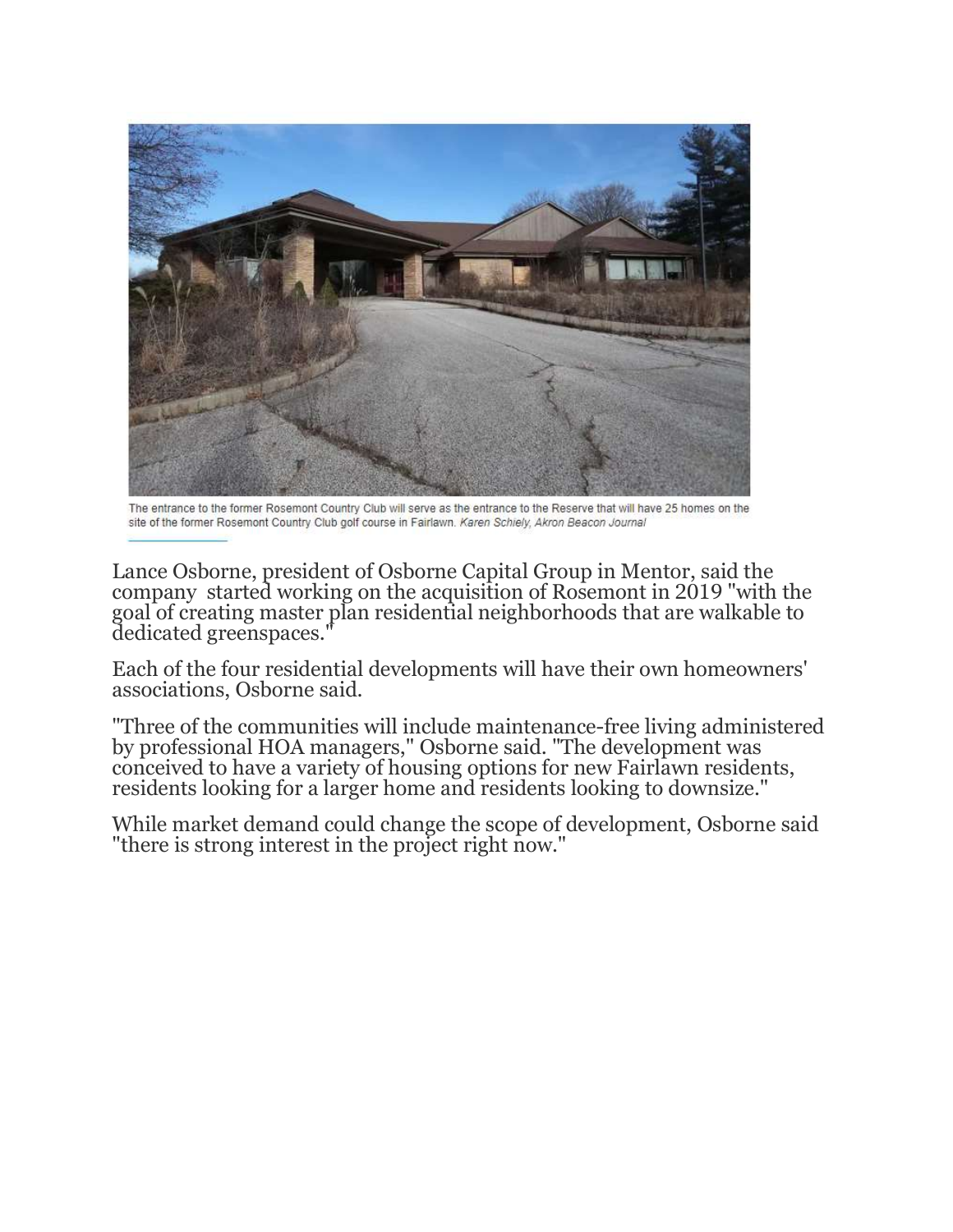The entrance to the former Rosemont Country Club will serve as the entrance to the Reserve that will have 25 homes on the site of the former Rosemont Country Club golf course in Fairlawn. *Karen Schiely, Akron Beacon Journal*

Lance Osborne, president of Osborne Capital Group in Mentor, said the company started working on the acquisition of Rosemont in 2019 "with the goal of creating master plan residential neighborhoods that are walkable to dedicated greenspaces."

Each of the four residential developments will have their own homeowners' associations, Osborne said.

"Three of the communities will include maintenance-free living administered by professional HOA managers," Osborne said. "The development was conceived to have a variety of housing options for new Fairlawn residents, residents looking for a larger home and residents looking to downsize."

While market demand could change the scope of development, Osborne said "there is strong interest in the project right now."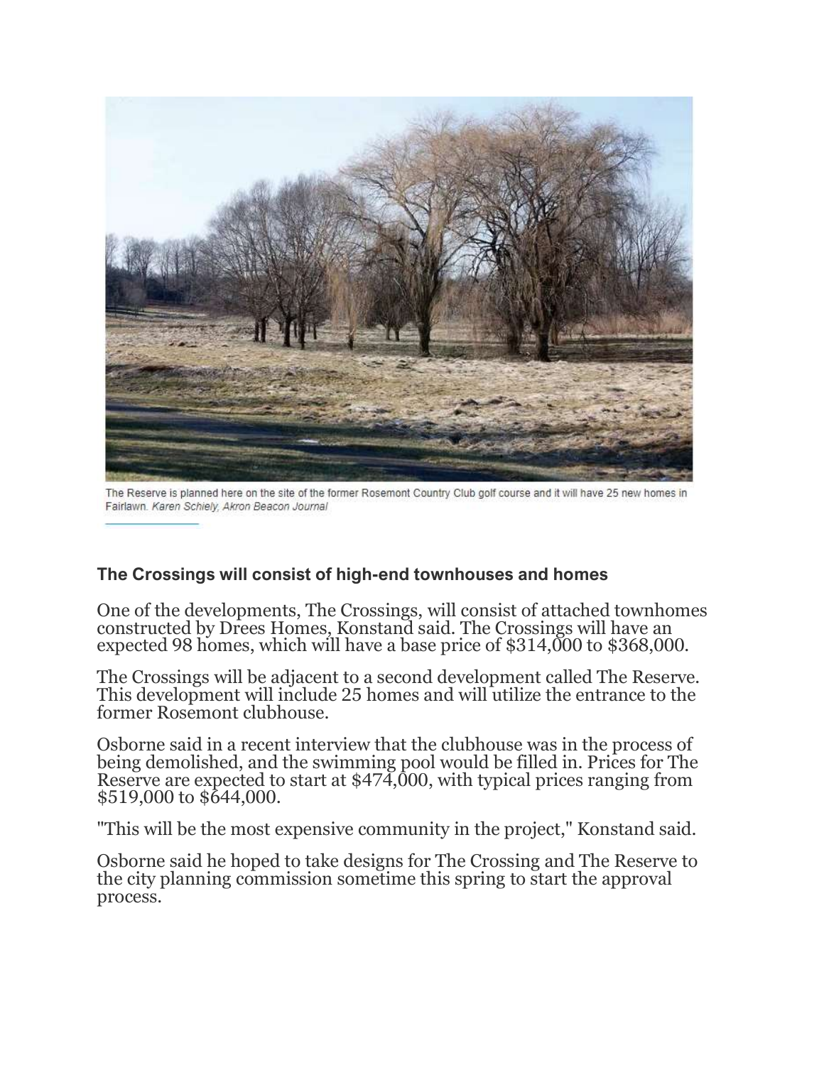The Reserve is planned here on the site of the former Rosemont Country Club golf course and it will have 25 new homes in Fairlawn. *Karen Schiely, Akron Beacon Journal*

### The Crossings will consist of high-end townhouses and homes

One of the developments, The Crossings, will consist of attached townhomes constructed by Drees Homes, Konstand said. The Crossings will have an expected 98 homes, which will have a base price of $314,000 to $368,000.

The Crossings will be adjacent to a second development called The Reserve. This development will include 25 homes and will utilize the entrance to the former Rosemont clubhouse.

Osborne said in a recent interview that the clubhouse was in the process of being demolished, and the swimming pool would be filled in. Prices for The Reserve are expected to start at $474,000, with typical prices ranging from $519,000 to $644,000.

"This will be the most expensive community in the project," Konstand said.

Osborne said he hoped to take designs for The Crossing and The Reserve to the city planning commission sometime this spring to start the approval process.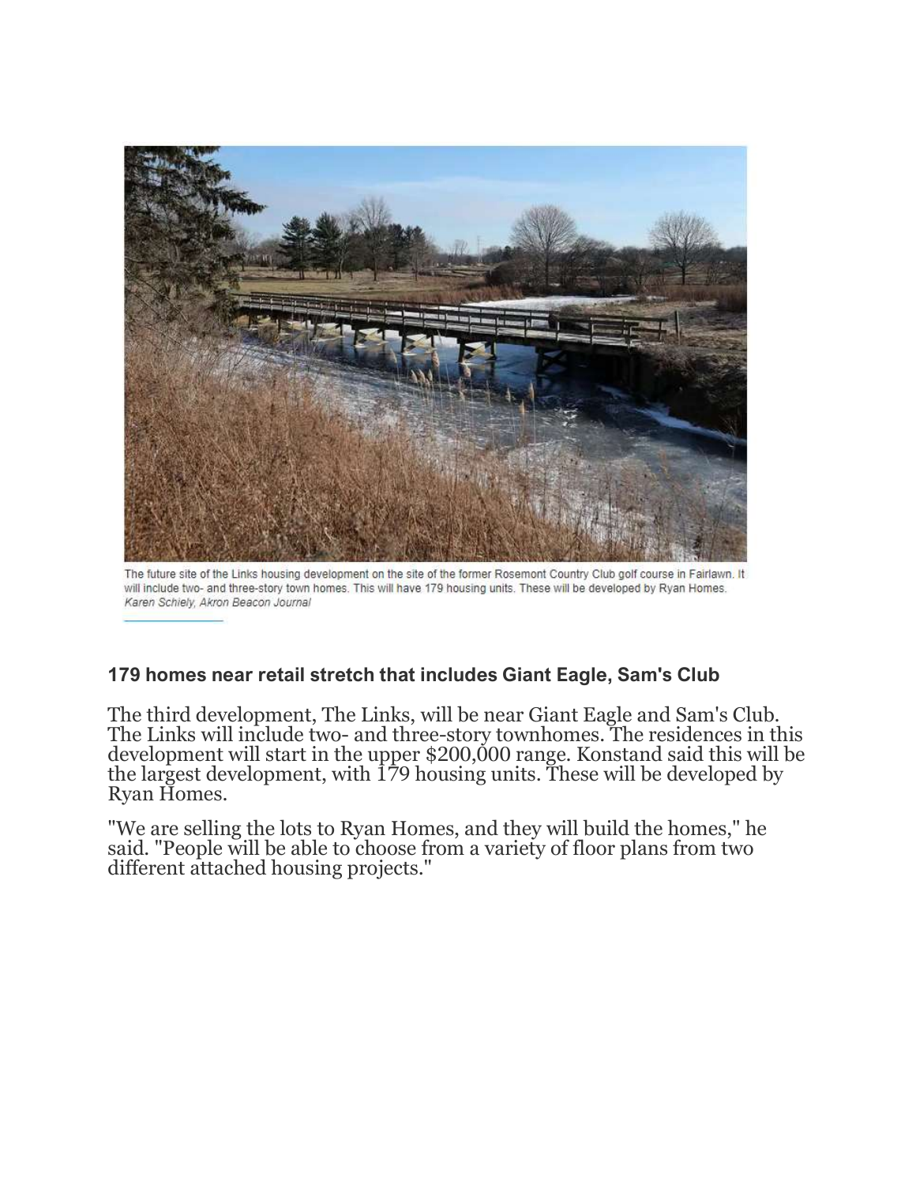The future site of the Links housing development on the site of the former Rosemont Country Club golf course in Fairlawn. It will include two- and three-story town homes. This will have 179 housing units. These will be developed by Ryan Homes.
*Karen Schiely, Akron Beacon Journal*

### 179 homes near retail stretch that includes Giant Eagle, Sam's Club

The third development, The Links, will be near Giant Eagle and Sam's Club. The Links will include two- and three-story townhomes. The residences in this development will start in the upper $200,000 range. Konstand said this will be the largest development, with 179 housing units. These will be developed by Ryan Homes.

"We are selling the lots to Ryan Homes, and they will build the homes," he said. "People will be able to choose from a variety of floor plans from two different attached housing projects."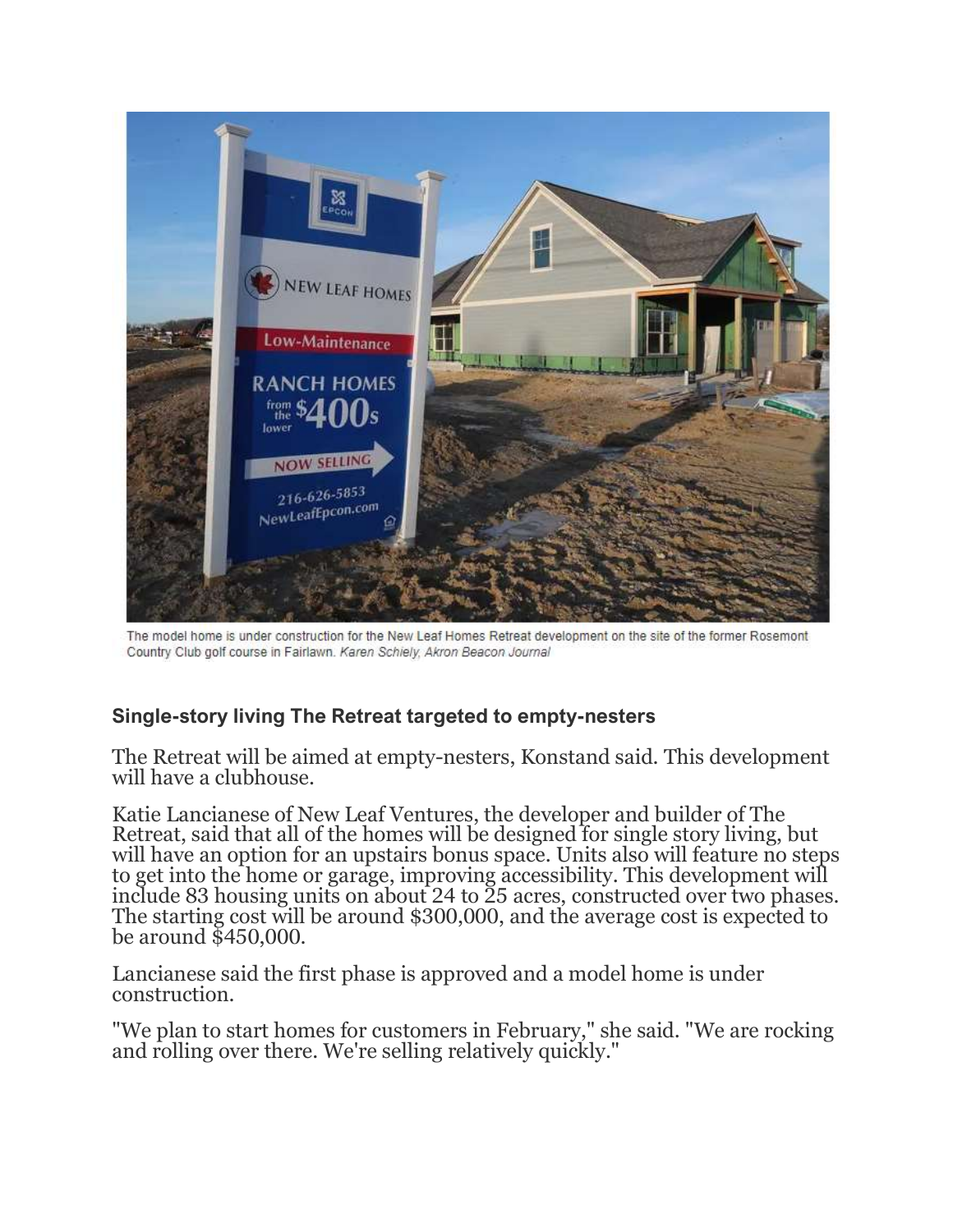The model home is under construction for the New Leaf Homes Retreat development on the site of the former Rosemont Country Club golf course in Fairlawn. *Karen Schiely, Akron Beacon Journal*

### Single-story living The Retreat targeted to empty-nesters

The Retreat will be aimed at empty-nesters, Konstand said. This development will have a clubhouse.

Katie Lancianese of New Leaf Ventures, the developer and builder of The Retreat, said that all of the homes will be designed for single story living, but will have an option for an upstairs bonus space. Units also will feature no steps to get into the home or garage, improving accessibility. This development will include 83 housing units on about 24 to 25 acres, constructed over two phases. The starting cost will be around $300,000, and the average cost is expected to be around $450,000.

Lancianese said the first phase is approved and a model home is under construction.

"We plan to start homes for customers in February," she said. "We are rocking and rolling over there. We're selling relatively quickly."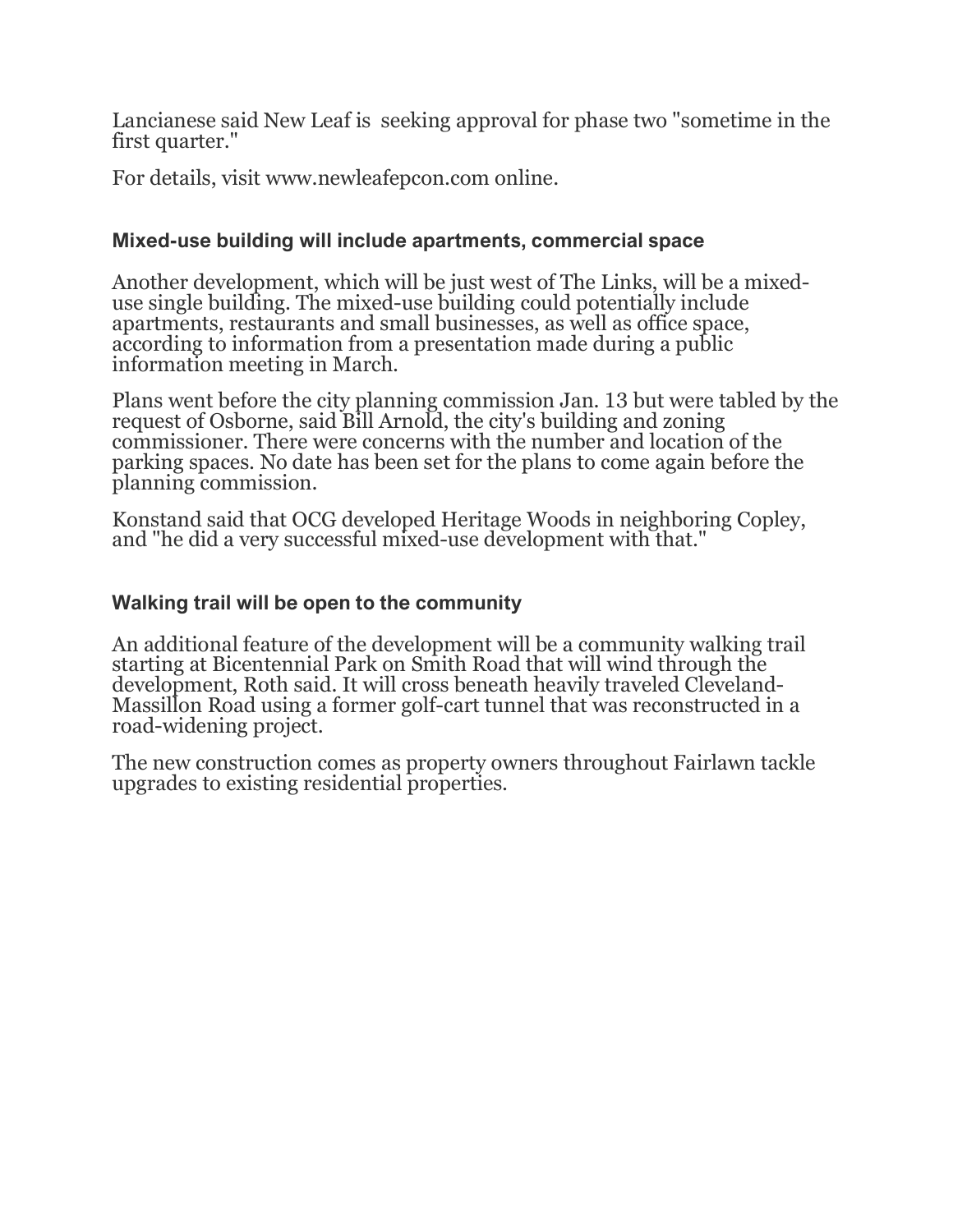Lancianese said New Leaf is seeking approval for phase two "sometime in the first quarter."

For details, visit www.newleafepcon.com online.

### Mixed-use building will include apartments, commercial space

Another development, which will be just west of The Links, will be a mixed-use single building. The mixed-use building could potentially include apartments, restaurants and small businesses, as well as office space, according to information from a presentation made during a public information meeting in March.

Plans went before the city planning commission Jan. 13 but were tabled by the request of Osborne, said Bill Arnold, the city's building and zoning commissioner. There were concerns with the number and location of the parking spaces. No date has been set for the plans to come again before the planning commission.

Konstand said that OCG developed Heritage Woods in neighboring Copley, and "he did a very successful mixed-use development with that."

### Walking trail will be open to the community

An additional feature of the development will be a community walking trail starting at Bicentennial Park on Smith Road that will wind through the development, Roth said. It will cross beneath heavily traveled Cleveland-Massillon Road using a former golf-cart tunnel that was reconstructed in a road-widening project.

The new construction comes as property owners throughout Fairlawn tackle upgrades to existing residential properties.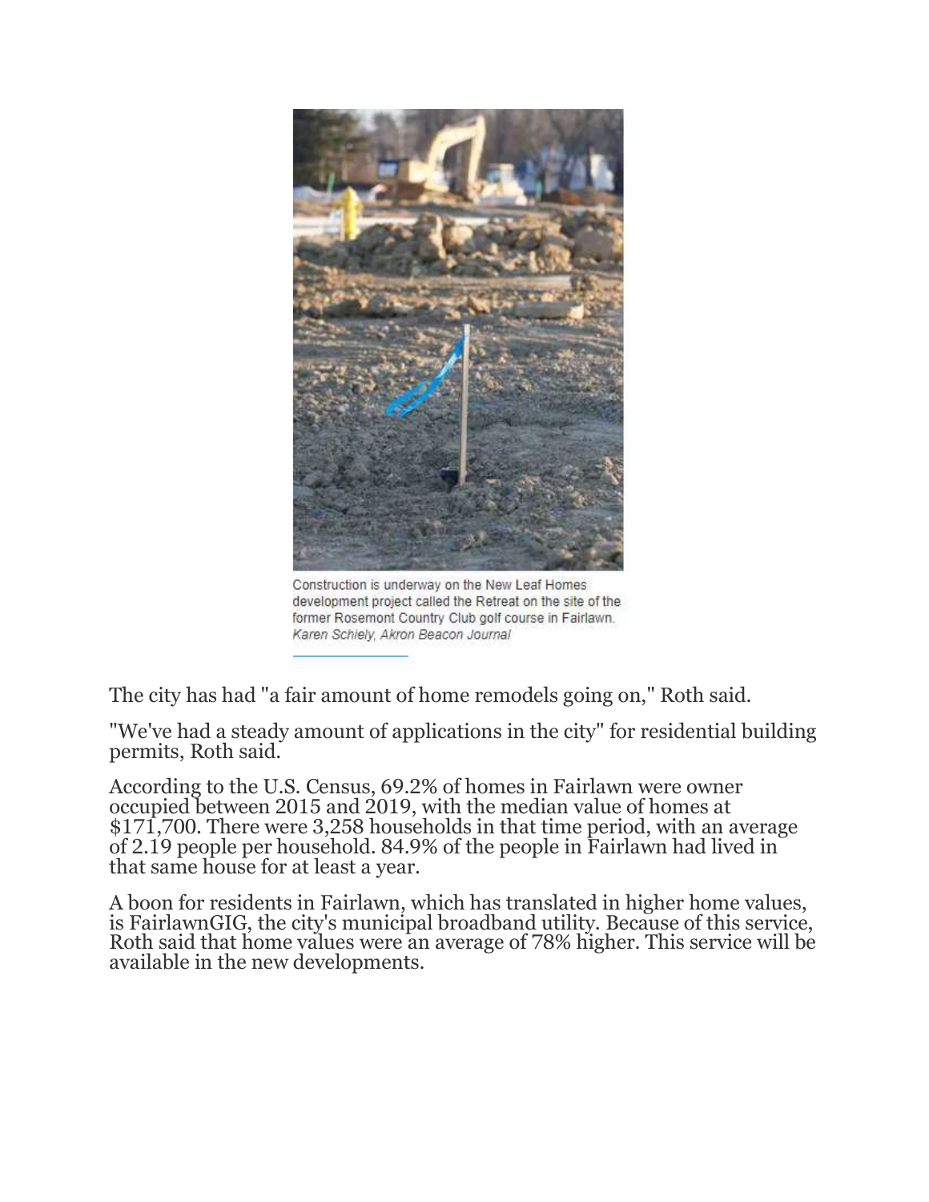Construction is underway on the New Leaf Homes development project called the Retreat on the site of the former Rosemont Country Club golf course in Fairlawn.
*Karen Schiely, Akron Beacon Journal*

The city has had "a fair amount of home remodels going on," Roth said.

"We've had a steady amount of applications in the city" for residential building permits, Roth said.

According to the U.S. Census, 69.2% of homes in Fairlawn were owner occupied between 2015 and 2019, with the median value of homes at $171,700. There were 3,258 households in that time period, with an average of 2.19 people per household. 84.9% of the people in Fairlawn had lived in that same house for at least a year.

A boon for residents in Fairlawn, which has translated in higher home values, is FairlawnGIG, the city's municipal broadband utility. Because of this service, Roth said that home values were an average of 78% higher. This service will be available in the new developments.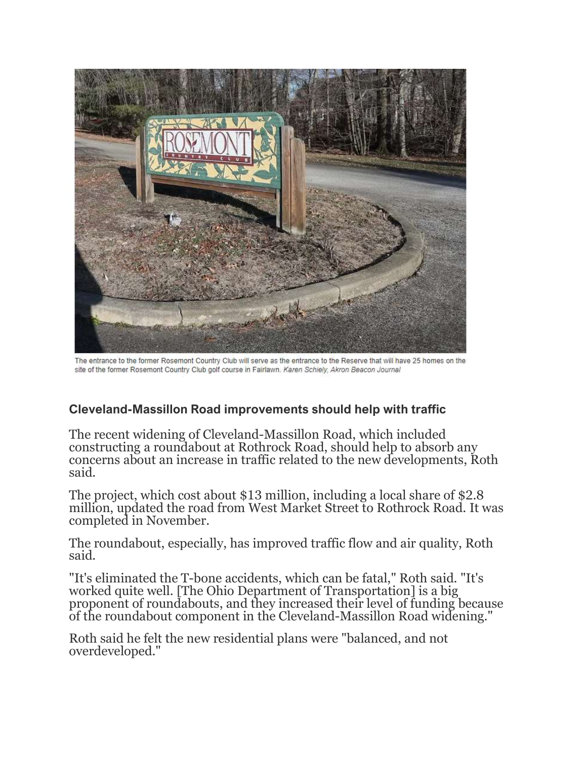The entrance to the former Rosemont Country Club will serve as the entrance to the Reserve that will have 25 homes on the site of the former Rosemont Country Club golf course in Fairlawn. *Karen Schiely, Akron Beacon Journal*

### Cleveland-Massillon Road improvements should help with traffic

The recent widening of Cleveland-Massillon Road, which included constructing a roundabout at Rothrock Road, should help to absorb any concerns about an increase in traffic related to the new developments, Roth said.

The project, which cost about $13 million, including a local share of $2.8 million, updated the road from West Market Street to Rothrock Road. It was completed in November.

The roundabout, especially, has improved traffic flow and air quality, Roth said.

"It's eliminated the T-bone accidents, which can be fatal," Roth said. "It's worked quite well. [The Ohio Department of Transportation] is a big proponent of roundabouts, and they increased their level of funding because of the roundabout component in the Cleveland-Massillon Road widening."

Roth said he felt the new residential plans were "balanced, and not overdeveloped."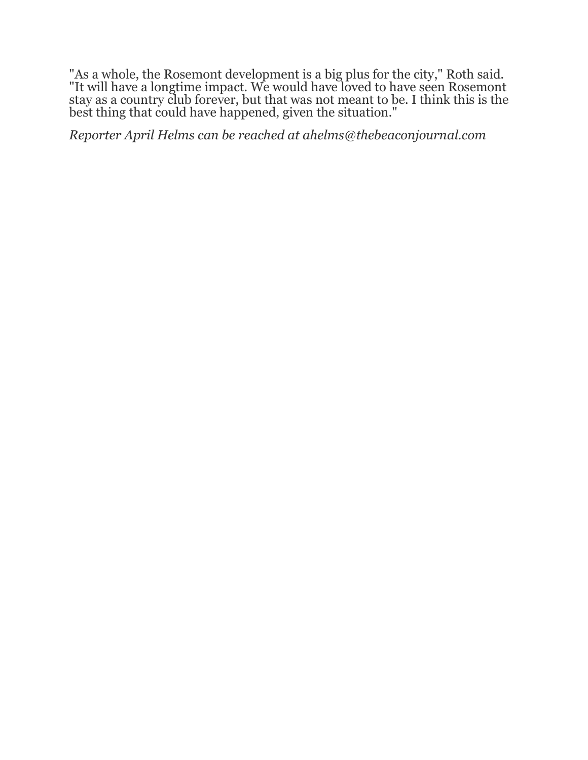"As a whole, the Rosemont development is a big plus for the city," Roth said. "It will have a longtime impact. We would have loved to have seen Rosemont stay as a country club forever, but that was not meant to be. I think this is the best thing that could have happened, given the situation."

*Reporter April Helms can be reached at ahelms@thebeaconjournal.com*